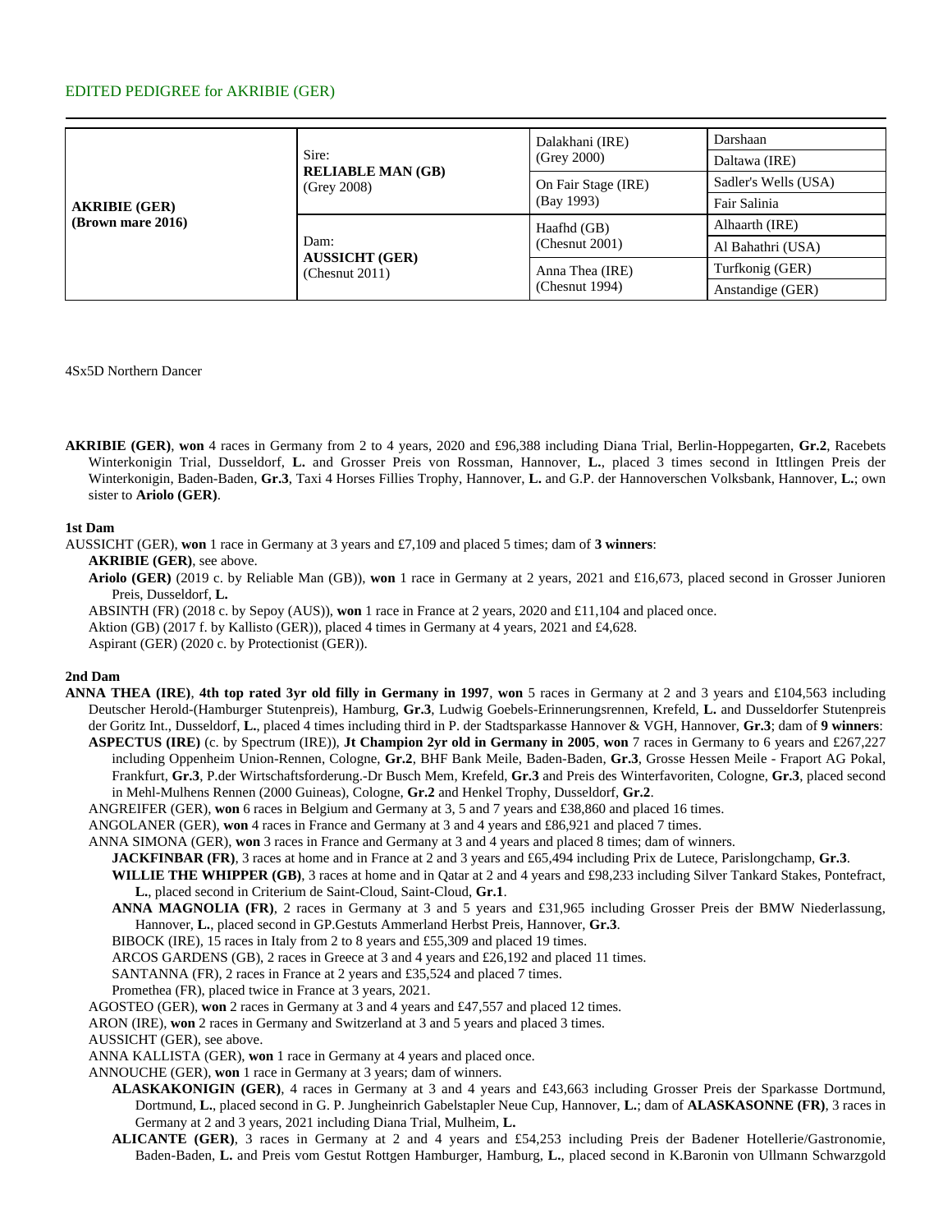EDITED PEDIGREE for AKRIBIE (GER)

| | | | |
|---|---|---|---|
| **AKRIBIE (GER)** (Brown mare 2016) | Sire: **RELIABLE MAN (GB)** (Grey 2008) | Dalakhani (IRE) (Grey 2000) | Darshaan |
| | | | Daltawa (IRE) |
| | | On Fair Stage (IRE) (Bay 1993) | Sadler's Wells (USA) |
| | | | Fair Salinia |
| | Dam: **AUSSICHT (GER)** (Chesnut 2011) | Haafhd (GB) (Chesnut 2001) | Alhaarth (IRE) |
| | | | Al Bahathri (USA) |
| | | Anna Thea (IRE) (Chesnut 1994) | Turfkonig (GER) |
| | | | Anstandige (GER) |

4Sx5D Northern Dancer

**AKRIBIE (GER)**, **won** 4 races in Germany from 2 to 4 years, 2020 and £96,388 including Diana Trial, Berlin-Hoppegarten, **Gr.2**, Racebets Winterkonigin Trial, Dusseldorf, **L.** and Grosser Preis von Rossman, Hannover, **L.**, placed 3 times second in Ittlingen Preis der Winterkonigin, Baden-Baden, **Gr.3**, Taxi 4 Horses Fillies Trophy, Hannover, **L.** and G.P. der Hannoverschen Volksbank, Hannover, **L.**; own sister to **Ariolo (GER)**.

**1st Dam**

AUSSICHT (GER), **won** 1 race in Germany at 3 years and £7,109 and placed 5 times; dam of **3 winners**:

**AKRIBIE (GER)**, see above.

**Ariolo (GER)** (2019 c. by Reliable Man (GB)), **won** 1 race in Germany at 2 years, 2021 and £16,673, placed second in Grosser Junioren Preis, Dusseldorf, **L.**

ABSINTH (FR) (2018 c. by Sepoy (AUS)), **won** 1 race in France at 2 years, 2020 and £11,104 and placed once.

Aktion (GB) (2017 f. by Kallisto (GER)), placed 4 times in Germany at 4 years, 2021 and £4,628.

Aspirant (GER) (2020 c. by Protectionist (GER)).

**2nd Dam**

**ANNA THEA (IRE)**, **4th top rated 3yr old filly in Germany in 1997**, **won** 5 races in Germany at 2 and 3 years and £104,563 including Deutscher Herold-(Hamburger Stutenpreis), Hamburg, **Gr.3**, Ludwig Goebels-Erinnerungsrennen, Krefeld, **L.** and Dusseldorfer Stutenpreis der Goritz Int., Dusseldorf, **L.**, placed 4 times including third in P. der Stadtsparkasse Hannover & VGH, Hannover, **Gr.3**; dam of **9 winners**:

**ASPECTUS (IRE)** (c. by Spectrum (IRE)), **Jt Champion 2yr old in Germany in 2005**, **won** 7 races in Germany to 6 years and £267,227 including Oppenheim Union-Rennen, Cologne, **Gr.2**, BHF Bank Meile, Baden-Baden, **Gr.3**, Grosse Hessen Meile - Fraport AG Pokal, Frankfurt, **Gr.3**, P.der Wirtschaftsforderung.-Dr Busch Mem, Krefeld, **Gr.3** and Preis des Winterfavoriten, Cologne, **Gr.3**, placed second in Mehl-Mulhens Rennen (2000 Guineas), Cologne, **Gr.2** and Henkel Trophy, Dusseldorf, **Gr.2**.

ANGREIFER (GER), **won** 6 races in Belgium and Germany at 3, 5 and 7 years and £38,860 and placed 16 times.

ANGOLANER (GER), **won** 4 races in France and Germany at 3 and 4 years and £86,921 and placed 7 times.

ANNA SIMONA (GER), **won** 3 races in France and Germany at 3 and 4 years and placed 8 times; dam of winners.

**JACKFINBAR (FR)**, 3 races at home and in France at 2 and 3 years and £65,494 including Prix de Lutece, Parislongchamp, **Gr.3**.

**WILLIE THE WHIPPER (GB)**, 3 races at home and in Qatar at 2 and 4 years and £98,233 including Silver Tankard Stakes, Pontefract, **L.**, placed second in Criterium de Saint-Cloud, Saint-Cloud, **Gr.1**.

**ANNA MAGNOLIA (FR)**, 2 races in Germany at 3 and 5 years and £31,965 including Grosser Preis der BMW Niederlassung, Hannover, **L.**, placed second in GP.Gestuts Ammerland Herbst Preis, Hannover, **Gr.3**.

BIBOCK (IRE), 15 races in Italy from 2 to 8 years and £55,309 and placed 19 times.

ARCOS GARDENS (GB), 2 races in Greece at 3 and 4 years and £26,192 and placed 11 times.

SANTANNA (FR), 2 races in France at 2 years and £35,524 and placed 7 times.

Promethea (FR), placed twice in France at 3 years, 2021.

AGOSTEO (GER), **won** 2 races in Germany at 3 and 4 years and £47,557 and placed 12 times.

ARON (IRE), **won** 2 races in Germany and Switzerland at 3 and 5 years and placed 3 times.

AUSSICHT (GER), see above.

ANNA KALLISTA (GER), **won** 1 race in Germany at 4 years and placed once.

ANNOUCHE (GER), **won** 1 race in Germany at 3 years; dam of winners.

**ALASKAKONIGIN (GER)**, 4 races in Germany at 3 and 4 years and £43,663 including Grosser Preis der Sparkasse Dortmund, Dortmund, **L.**, placed second in G. P. Jungheinrich Gabelstapler Neue Cup, Hannover, **L.**; dam of **ALASKASONNE (FR)**, 3 races in Germany at 2 and 3 years, 2021 including Diana Trial, Mulheim, **L.**

**ALICANTE (GER)**, 3 races in Germany at 2 and 4 years and £54,253 including Preis der Badener Hotellerie/Gastronomie, Baden-Baden, **L.** and Preis vom Gestut Rottgen Hamburger, Hamburg, **L.**, placed second in K.Baronin von Ullmann Schwarzgold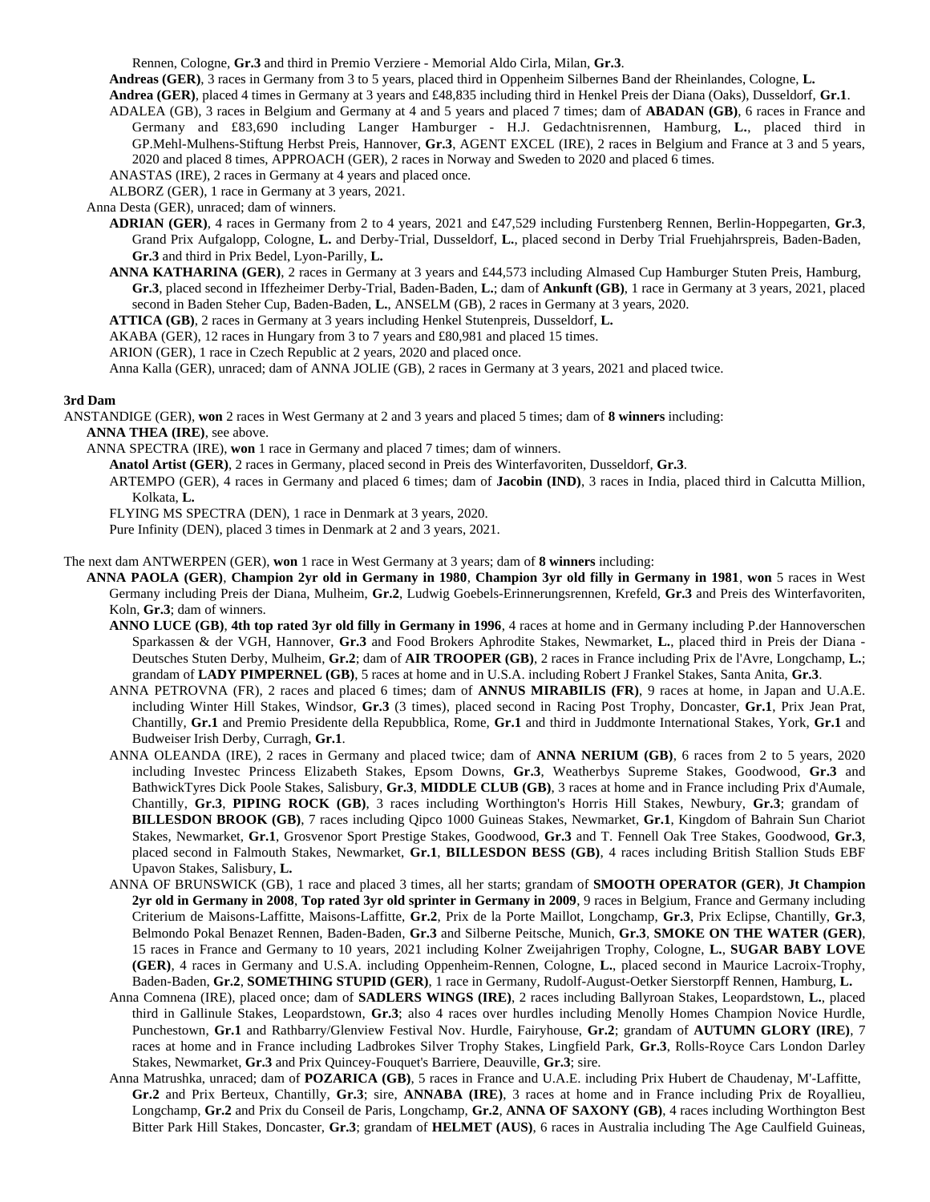Rennen, Cologne, **Gr.3** and third in Premio Verziere - Memorial Aldo Cirla, Milan, **Gr.3**.

**Andreas (GER)**, 3 races in Germany from 3 to 5 years, placed third in Oppenheim Silbernes Band der Rheinlandes, Cologne, **L.**

**Andrea (GER)**, placed 4 times in Germany at 3 years and £48,835 including third in Henkel Preis der Diana (Oaks), Dusseldorf, **Gr.1**.

ADALEA (GB), 3 races in Belgium and Germany at 4 and 5 years and placed 7 times; dam of **ABADAN (GB)**, 6 races in France and Germany and £83,690 including Langer Hamburger - H.J. Gedachtnisrennen, Hamburg, **L.**, placed third in GP.Mehl-Mulhens-Stiftung Herbst Preis, Hannover, **Gr.3**, AGENT EXCEL (IRE), 2 races in Belgium and France at 3 and 5 years, 2020 and placed 8 times, APPROACH (GER), 2 races in Norway and Sweden to 2020 and placed 6 times.

ANASTAS (IRE), 2 races in Germany at 4 years and placed once.

ALBORZ (GER), 1 race in Germany at 3 years, 2021.

Anna Desta (GER), unraced; dam of winners.

**ADRIAN (GER)**, 4 races in Germany from 2 to 4 years, 2021 and £47,529 including Furstenberg Rennen, Berlin-Hoppegarten, **Gr.3**, Grand Prix Aufgalopp, Cologne, **L.** and Derby-Trial, Dusseldorf, **L.**, placed second in Derby Trial Fruehjahrspreis, Baden-Baden, **Gr.3** and third in Prix Bedel, Lyon-Parilly, **L.**

**ANNA KATHARINA (GER)**, 2 races in Germany at 3 years and £44,573 including Almased Cup Hamburger Stuten Preis, Hamburg, **Gr.3**, placed second in Iffezheimer Derby-Trial, Baden-Baden, **L.**; dam of **Ankunft (GB)**, 1 race in Germany at 3 years, 2021, placed second in Baden Steher Cup, Baden-Baden, **L.**, ANSELM (GB), 2 races in Germany at 3 years, 2020.

**ATTICA (GB)**, 2 races in Germany at 3 years including Henkel Stutenpreis, Dusseldorf, **L.**

AKABA (GER), 12 races in Hungary from 3 to 7 years and £80,981 and placed 15 times.

ARION (GER), 1 race in Czech Republic at 2 years, 2020 and placed once.

Anna Kalla (GER), unraced; dam of ANNA JOLIE (GB), 2 races in Germany at 3 years, 2021 and placed twice.

**3rd Dam**

ANSTANDIGE (GER), **won** 2 races in West Germany at 2 and 3 years and placed 5 times; dam of **8 winners** including:

**ANNA THEA (IRE)**, see above.

ANNA SPECTRA (IRE), **won** 1 race in Germany and placed 7 times; dam of winners.

**Anatol Artist (GER)**, 2 races in Germany, placed second in Preis des Winterfavoriten, Dusseldorf, **Gr.3**.

ARTEMPO (GER), 4 races in Germany and placed 6 times; dam of **Jacobin (IND)**, 3 races in India, placed third in Calcutta Million, Kolkata, **L.**

FLYING MS SPECTRA (DEN), 1 race in Denmark at 3 years, 2020.

Pure Infinity (DEN), placed 3 times in Denmark at 2 and 3 years, 2021.

The next dam ANTWERPEN (GER), **won** 1 race in West Germany at 3 years; dam of **8 winners** including:

**ANNA PAOLA (GER)**, **Champion 2yr old in Germany in 1980**, **Champion 3yr old filly in Germany in 1981**, **won** 5 races in West Germany including Preis der Diana, Mulheim, **Gr.2**, Ludwig Goebels-Erinnerungsrennen, Krefeld, **Gr.3** and Preis des Winterfavoriten, Koln, **Gr.3**; dam of winners.

**ANNO LUCE (GB)**, **4th top rated 3yr old filly in Germany in 1996**, 4 races at home and in Germany including P.der Hannoverschen Sparkassen & der VGH, Hannover, **Gr.3** and Food Brokers Aphrodite Stakes, Newmarket, **L.**, placed third in Preis der Diana - Deutsches Stuten Derby, Mulheim, **Gr.2**; dam of **AIR TROOPER (GB)**, 2 races in France including Prix de l'Avre, Longchamp, **L.**; grandam of **LADY PIMPERNEL (GB)**, 5 races at home and in U.S.A. including Robert J Frankel Stakes, Santa Anita, **Gr.3**.

ANNA PETROVNA (FR), 2 races and placed 6 times; dam of **ANNUS MIRABILIS (FR)**, 9 races at home, in Japan and U.A.E. including Winter Hill Stakes, Windsor, **Gr.3** (3 times), placed second in Racing Post Trophy, Doncaster, **Gr.1**, Prix Jean Prat, Chantilly, **Gr.1** and Premio Presidente della Repubblica, Rome, **Gr.1** and third in Juddmonte International Stakes, York, **Gr.1** and Budweiser Irish Derby, Curragh, **Gr.1**.

ANNA OLEANDA (IRE), 2 races in Germany and placed twice; dam of **ANNA NERIUM (GB)**, 6 races from 2 to 5 years, 2020 including Investec Princess Elizabeth Stakes, Epsom Downs, **Gr.3**, Weatherbys Supreme Stakes, Goodwood, **Gr.3** and BathwickTyres Dick Poole Stakes, Salisbury, **Gr.3**, **MIDDLE CLUB (GB)**, 3 races at home and in France including Prix d'Aumale, Chantilly, **Gr.3**, **PIPING ROCK (GB)**, 3 races including Worthington's Horris Hill Stakes, Newbury, **Gr.3**; grandam of **BILLESDON BROOK (GB)**, 7 races including Qipco 1000 Guineas Stakes, Newmarket, **Gr.1**, Kingdom of Bahrain Sun Chariot Stakes, Newmarket, **Gr.1**, Grosvenor Sport Prestige Stakes, Goodwood, **Gr.3** and T. Fennell Oak Tree Stakes, Goodwood, **Gr.3**, placed second in Falmouth Stakes, Newmarket, **Gr.1**, **BILLESDON BESS (GB)**, 4 races including British Stallion Studs EBF Upavon Stakes, Salisbury, **L.**

ANNA OF BRUNSWICK (GB), 1 race and placed 3 times, all her starts; grandam of **SMOOTH OPERATOR (GER)**, **Jt Champion 2yr old in Germany in 2008**, **Top rated 3yr old sprinter in Germany in 2009**, 9 races in Belgium, France and Germany including Criterium de Maisons-Laffitte, Maisons-Laffitte, **Gr.2**, Prix de la Porte Maillot, Longchamp, **Gr.3**, Prix Eclipse, Chantilly, **Gr.3**, Belmondo Pokal Benazet Rennen, Baden-Baden, **Gr.3** and Silberne Peitsche, Munich, **Gr.3**, **SMOKE ON THE WATER (GER)**, 15 races in France and Germany to 10 years, 2021 including Kolner Zweijahrigen Trophy, Cologne, **L.**, **SUGAR BABY LOVE (GER)**, 4 races in Germany and U.S.A. including Oppenheim-Rennen, Cologne, **L.**, placed second in Maurice Lacroix-Trophy, Baden-Baden, **Gr.2**, **SOMETHING STUPID (GER)**, 1 race in Germany, Rudolf-August-Oetker Sierstorpff Rennen, Hamburg, **L.**

Anna Comnena (IRE), placed once; dam of **SADLERS WINGS (IRE)**, 2 races including Ballyroan Stakes, Leopardstown, **L.**, placed third in Gallinule Stakes, Leopardstown, **Gr.3**; also 4 races over hurdles including Menolly Homes Champion Novice Hurdle, Punchestown, **Gr.1** and Rathbarry/Glenview Festival Nov. Hurdle, Fairyhouse, **Gr.2**; grandam of **AUTUMN GLORY (IRE)**, 7 races at home and in France including Ladbrokes Silver Trophy Stakes, Lingfield Park, **Gr.3**, Rolls-Royce Cars London Darley Stakes, Newmarket, **Gr.3** and Prix Quincey-Fouquet's Barriere, Deauville, **Gr.3**; sire.

Anna Matrushka, unraced; dam of **POZARICA (GB)**, 5 races in France and U.A.E. including Prix Hubert de Chaudenay, M'-Laffitte, **Gr.2** and Prix Berteux, Chantilly, **Gr.3**; sire, **ANNABA (IRE)**, 3 races at home and in France including Prix de Royallieu, Longchamp, **Gr.2** and Prix du Conseil de Paris, Longchamp, **Gr.2**, **ANNA OF SAXONY (GB)**, 4 races including Worthington Best Bitter Park Hill Stakes, Doncaster, **Gr.3**; grandam of **HELMET (AUS)**, 6 races in Australia including The Age Caulfield Guineas,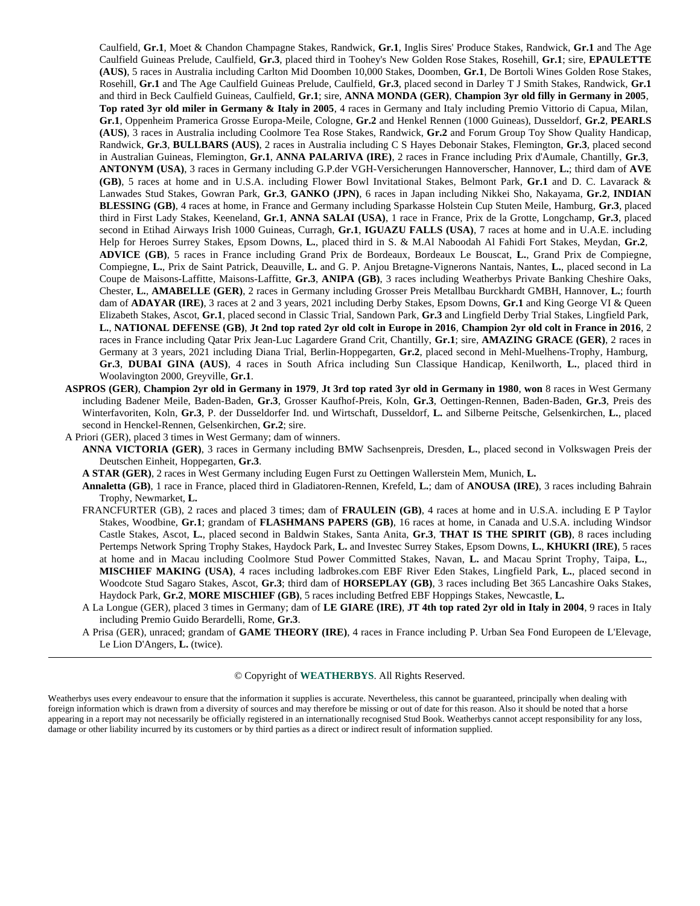Caulfield, **Gr.1**, Moet & Chandon Champagne Stakes, Randwick, **Gr.1**, Inglis Sires' Produce Stakes, Randwick, **Gr.1** and The Age Caulfield Guineas Prelude, Caulfield, **Gr.3**, placed third in Toohey's New Golden Rose Stakes, Rosehill, **Gr.1**; sire, **EPAULETTE (AUS)**, 5 races in Australia including Carlton Mid Doomben 10,000 Stakes, Doomben, **Gr.1**, De Bortoli Wines Golden Rose Stakes, Rosehill, **Gr.1** and The Age Caulfield Guineas Prelude, Caulfield, **Gr.3**, placed second in Darley T J Smith Stakes, Randwick, **Gr.1** and third in Beck Caulfield Guineas, Caulfield, **Gr.1**; sire, **ANNA MONDA (GER)**, **Champion 3yr old filly in Germany in 2005**, **Top rated 3yr old miler in Germany & Italy in 2005**, 4 races in Germany and Italy including Premio Vittorio di Capua, Milan, **Gr.1**, Oppenheim Pramerica Grosse Europa-Meile, Cologne, **Gr.2** and Henkel Rennen (1000 Guineas), Dusseldorf, **Gr.2**, **PEARLS (AUS)**, 3 races in Australia including Coolmore Tea Rose Stakes, Randwick, **Gr.2** and Forum Group Toy Show Quality Handicap, Randwick, **Gr.3**, **BULLBARS (AUS)**, 2 races in Australia including C S Hayes Debonair Stakes, Flemington, **Gr.3**, placed second in Australian Guineas, Flemington, **Gr.1**, **ANNA PALARIVA (IRE)**, 2 races in France including Prix d'Aumale, Chantilly, **Gr.3**, **ANTONYM (USA)**, 3 races in Germany including G.P.der VGH-Versicherungen Hannoverscher, Hannover, **L.**; third dam of **AVE (GB)**, 5 races at home and in U.S.A. including Flower Bowl Invitational Stakes, Belmont Park, **Gr.1** and D. C. Lavarack & Lanwades Stud Stakes, Gowran Park, **Gr.3**, **GANKO (JPN)**, 6 races in Japan including Nikkei Sho, Nakayama, **Gr.2**, **INDIAN BLESSING (GB)**, 4 races at home, in France and Germany including Sparkasse Holstein Cup Stuten Meile, Hamburg, **Gr.3**, placed third in First Lady Stakes, Keeneland, **Gr.1**, **ANNA SALAI (USA)**, 1 race in France, Prix de la Grotte, Longchamp, **Gr.3**, placed second in Etihad Airways Irish 1000 Guineas, Curragh, **Gr.1**, **IGUAZU FALLS (USA)**, 7 races at home and in U.A.E. including Help for Heroes Surrey Stakes, Epsom Downs, **L.**, placed third in S. & M.Al Naboodah Al Fahidi Fort Stakes, Meydan, **Gr.2**, **ADVICE (GB)**, 5 races in France including Grand Prix de Bordeaux, Bordeaux Le Bouscat, **L.**, Grand Prix de Compiegne, Compiegne, **L.**, Prix de Saint Patrick, Deauville, **L.** and G. P. Anjou Bretagne-Vignerons Nantais, Nantes, **L.**, placed second in La Coupe de Maisons-Laffitte, Maisons-Laffitte, **Gr.3**, **ANIPA (GB)**, 3 races including Weatherbys Private Banking Cheshire Oaks, Chester, **L.**, **AMABELLE (GER)**, 2 races in Germany including Grosser Preis Metallbau Burckhardt GMBH, Hannover, **L.**; fourth dam of **ADAYAR (IRE)**, 3 races at 2 and 3 years, 2021 including Derby Stakes, Epsom Downs, **Gr.1** and King George VI & Queen Elizabeth Stakes, Ascot, **Gr.1**, placed second in Classic Trial, Sandown Park, **Gr.3** and Lingfield Derby Trial Stakes, Lingfield Park, **L.**, **NATIONAL DEFENSE (GB)**, **Jt 2nd top rated 2yr old colt in Europe in 2016**, **Champion 2yr old colt in France in 2016**, 2 races in France including Qatar Prix Jean-Luc Lagardere Grand Crit, Chantilly, **Gr.1**; sire, **AMAZING GRACE (GER)**, 2 races in Germany at 3 years, 2021 including Diana Trial, Berlin-Hoppegarten, **Gr.2**, placed second in Mehl-Muelhens-Trophy, Hamburg, **Gr.3**, **DUBAI GINA (AUS)**, 4 races in South Africa including Sun Classique Handicap, Kenilworth, **L.**, placed third in Woolavington 2000, Greyville, **Gr.1**.

**ASPROS (GER)**, **Champion 2yr old in Germany in 1979**, **Jt 3rd top rated 3yr old in Germany in 1980**, **won** 8 races in West Germany including Badener Meile, Baden-Baden, **Gr.3**, Grosser Kaufhof-Preis, Koln, **Gr.3**, Oettingen-Rennen, Baden-Baden, **Gr.3**, Preis des Winterfavoriten, Koln, **Gr.3**, P. der Dusseldorfer Ind. und Wirtschaft, Dusseldorf, **L.** and Silberne Peitsche, Gelsenkirchen, **L.**, placed second in Henckel-Rennen, Gelsenkirchen, **Gr.2**; sire.

A Priori (GER), placed 3 times in West Germany; dam of winners.

**ANNA VICTORIA (GER)**, 3 races in Germany including BMW Sachsenpreis, Dresden, **L.**, placed second in Volkswagen Preis der Deutschen Einheit, Hoppegarten, **Gr.3**.

**A STAR (GER)**, 2 races in West Germany including Eugen Furst zu Oettingen Wallerstein Mem, Munich, **L.**

**Annaletta (GB)**, 1 race in France, placed third in Gladiatoren-Rennen, Krefeld, **L.**; dam of **ANOUSA (IRE)**, 3 races including Bahrain Trophy, Newmarket, **L.**

FRANCFURTER (GB), 2 races and placed 3 times; dam of **FRAULEIN (GB)**, 4 races at home and in U.S.A. including E P Taylor Stakes, Woodbine, **Gr.1**; grandam of **FLASHMANS PAPERS (GB)**, 16 races at home, in Canada and U.S.A. including Windsor Castle Stakes, Ascot, **L.**, placed second in Baldwin Stakes, Santa Anita, **Gr.3**, **THAT IS THE SPIRIT (GB)**, 8 races including Pertemps Network Spring Trophy Stakes, Haydock Park, **L.** and Investec Surrey Stakes, Epsom Downs, **L.**, **KHUKRI (IRE)**, 5 races at home and in Macau including Coolmore Stud Power Committed Stakes, Navan, **L.** and Macau Sprint Trophy, Taipa, **L.**, **MISCHIEF MAKING (USA)**, 4 races including ladbrokes.com EBF River Eden Stakes, Lingfield Park, **L.**, placed second in Woodcote Stud Sagaro Stakes, Ascot, **Gr.3**; third dam of **HORSEPLAY (GB)**, 3 races including Bet 365 Lancashire Oaks Stakes, Haydock Park, **Gr.2**, **MORE MISCHIEF (GB)**, 5 races including Betfred EBF Hoppings Stakes, Newcastle, **L.**

A La Longue (GER), placed 3 times in Germany; dam of **LE GIARE (IRE)**, **JT 4th top rated 2yr old in Italy in 2004**, 9 races in Italy including Premio Guido Berardelli, Rome, **Gr.3**.

A Prisa (GER), unraced; grandam of **GAME THEORY (IRE)**, 4 races in France including P. Urban Sea Fond Europeen de L'Elevage, Le Lion D'Angers, **L.** (twice).

---

© Copyright of **WEATHERBYS**. All Rights Reserved.

Weatherbys uses every endeavour to ensure that the information it supplies is accurate. Nevertheless, this cannot be guaranteed, principally when dealing with foreign information which is drawn from a diversity of sources and may therefore be missing or out of date for this reason. Also it should be noted that a horse appearing in a report may not necessarily be officially registered in an internationally recognised Stud Book. Weatherbys cannot accept responsibility for any loss, damage or other liability incurred by its customers or by third parties as a direct or indirect result of information supplied.